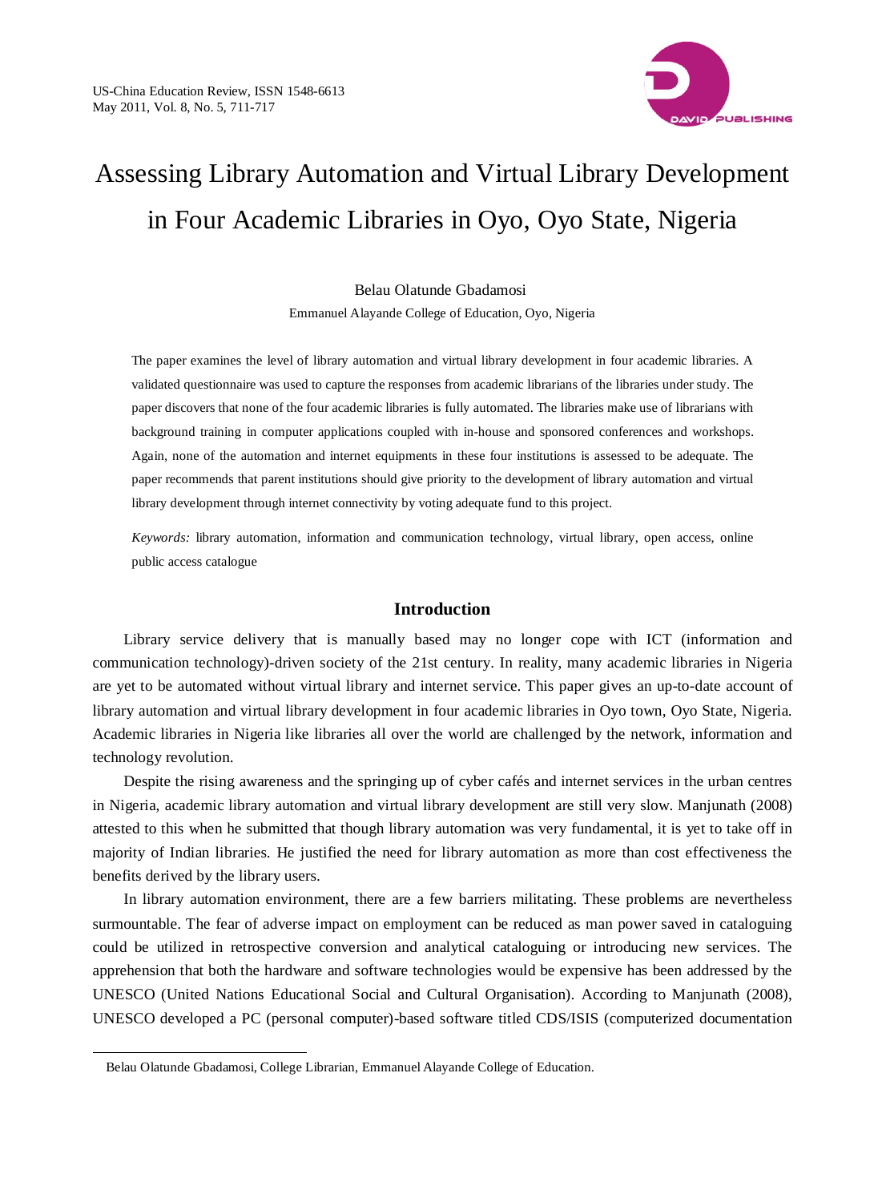# Assessing Library Automation and Virtual Library Development in Four Academic Libraries in Oyo, Oyo State, Nigeria

Belau Olatunde Gbadamosi

Emmanuel Alayande College of Education, Oyo, Nigeria

The paper examines the level of library automation and virtual library development in four academic libraries. A validated questionnaire was used to capture the responses from academic librarians of the libraries under study. The paper discovers that none of the four academic libraries is fully automated. The libraries make use of librarians with background training in computer applications coupled with in-house and sponsored conferences and workshops. Again, none of the automation and internet equipments in these four institutions is assessed to be adequate. The paper recommends that parent institutions should give priority to the development of library automation and virtual library development through internet connectivity by voting adequate fund to this project.

*Keywords:* library automation, information and communication technology, virtual library, open access, online public access catalogue

## Introduction

Library service delivery that is manually based may no longer cope with ICT (information and communication technology)-driven society of the 21st century. In reality, many academic libraries in Nigeria are yet to be automated without virtual library and internet service. This paper gives an up-to-date account of library automation and virtual library development in four academic libraries in Oyo town, Oyo State, Nigeria. Academic libraries in Nigeria like libraries all over the world are challenged by the network, information and technology revolution.

Despite the rising awareness and the springing up of cyber cafés and internet services in the urban centres in Nigeria, academic library automation and virtual library development are still very slow. Manjunath (2008) attested to this when he submitted that though library automation was very fundamental, it is yet to take off in majority of Indian libraries. He justified the need for library automation as more than cost effectiveness the benefits derived by the library users.

In library automation environment, there are a few barriers militating. These problems are nevertheless surmountable. The fear of adverse impact on employment can be reduced as man power saved in cataloguing could be utilized in retrospective conversion and analytical cataloguing or introducing new services. The apprehension that both the hardware and software technologies would be expensive has been addressed by the UNESCO (United Nations Educational Social and Cultural Organisation). According to Manjunath (2008), UNESCO developed a PC (personal computer)-based software titled CDS/ISIS (computerized documentation

---

Belau Olatunde Gbadamosi, College Librarian, Emmanuel Alayande College of Education.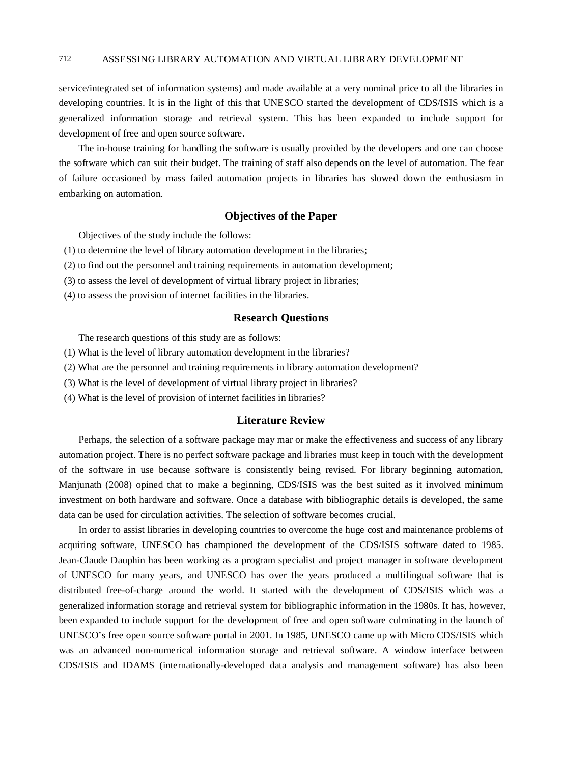service/integrated set of information systems) and made available at a very nominal price to all the libraries in developing countries. It is in the light of this that UNESCO started the development of CDS/ISIS which is a generalized information storage and retrieval system. This has been expanded to include support for development of free and open source software.

The in-house training for handling the software is usually provided by the developers and one can choose the software which can suit their budget. The training of staff also depends on the level of automation. The fear of failure occasioned by mass failed automation projects in libraries has slowed down the enthusiasm in embarking on automation.

## Objectives of the Paper

Objectives of the study include the follows:

(1) to determine the level of library automation development in the libraries;
(2) to find out the personnel and training requirements in automation development;
(3) to assess the level of development of virtual library project in libraries;
(4) to assess the provision of internet facilities in the libraries.

## Research Questions

The research questions of this study are as follows:

(1) What is the level of library automation development in the libraries?
(2) What are the personnel and training requirements in library automation development?
(3) What is the level of development of virtual library project in libraries?
(4) What is the level of provision of internet facilities in libraries?

## Literature Review

Perhaps, the selection of a software package may mar or make the effectiveness and success of any library automation project. There is no perfect software package and libraries must keep in touch with the development of the software in use because software is consistently being revised. For library beginning automation, Manjunath (2008) opined that to make a beginning, CDS/ISIS was the best suited as it involved minimum investment on both hardware and software. Once a database with bibliographic details is developed, the same data can be used for circulation activities. The selection of software becomes crucial.

In order to assist libraries in developing countries to overcome the huge cost and maintenance problems of acquiring software, UNESCO has championed the development of the CDS/ISIS software dated to 1985. Jean-Claude Dauphin has been working as a program specialist and project manager in software development of UNESCO for many years, and UNESCO has over the years produced a multilingual software that is distributed free-of-charge around the world. It started with the development of CDS/ISIS which was a generalized information storage and retrieval system for bibliographic information in the 1980s. It has, however, been expanded to include support for the development of free and open software culminating in the launch of UNESCO's free open source software portal in 2001. In 1985, UNESCO came up with Micro CDS/ISIS which was an advanced non-numerical information storage and retrieval software. A window interface between CDS/ISIS and IDAMS (internationally-developed data analysis and management software) has also been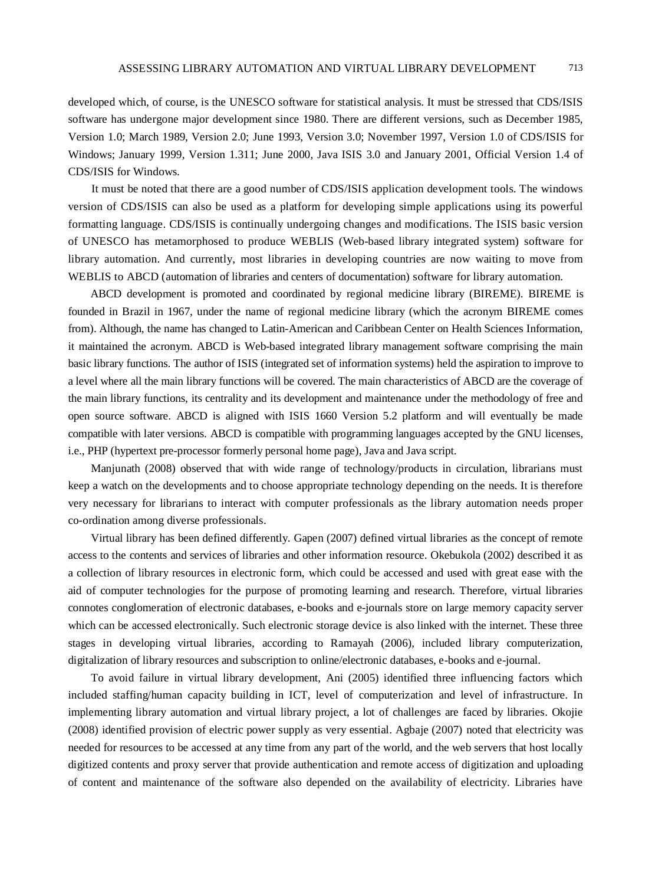developed which, of course, is the UNESCO software for statistical analysis. It must be stressed that CDS/ISIS software has undergone major development since 1980. There are different versions, such as December 1985, Version 1.0; March 1989, Version 2.0; June 1993, Version 3.0; November 1997, Version 1.0 of CDS/ISIS for Windows; January 1999, Version 1.311; June 2000, Java ISIS 3.0 and January 2001, Official Version 1.4 of CDS/ISIS for Windows.

It must be noted that there are a good number of CDS/ISIS application development tools. The windows version of CDS/ISIS can also be used as a platform for developing simple applications using its powerful formatting language. CDS/ISIS is continually undergoing changes and modifications. The ISIS basic version of UNESCO has metamorphosed to produce WEBLIS (Web-based library integrated system) software for library automation. And currently, most libraries in developing countries are now waiting to move from WEBLIS to ABCD (automation of libraries and centers of documentation) software for library automation.

ABCD development is promoted and coordinated by regional medicine library (BIREME). BIREME is founded in Brazil in 1967, under the name of regional medicine library (which the acronym BIREME comes from). Although, the name has changed to Latin-American and Caribbean Center on Health Sciences Information, it maintained the acronym. ABCD is Web-based integrated library management software comprising the main basic library functions. The author of ISIS (integrated set of information systems) held the aspiration to improve to a level where all the main library functions will be covered. The main characteristics of ABCD are the coverage of the main library functions, its centrality and its development and maintenance under the methodology of free and open source software. ABCD is aligned with ISIS 1660 Version 5.2 platform and will eventually be made compatible with later versions. ABCD is compatible with programming languages accepted by the GNU licenses, i.e., PHP (hypertext pre-processor formerly personal home page), Java and Java script.

Manjunath (2008) observed that with wide range of technology/products in circulation, librarians must keep a watch on the developments and to choose appropriate technology depending on the needs. It is therefore very necessary for librarians to interact with computer professionals as the library automation needs proper co-ordination among diverse professionals.

Virtual library has been defined differently. Gapen (2007) defined virtual libraries as the concept of remote access to the contents and services of libraries and other information resource. Okebukola (2002) described it as a collection of library resources in electronic form, which could be accessed and used with great ease with the aid of computer technologies for the purpose of promoting learning and research. Therefore, virtual libraries connotes conglomeration of electronic databases, e-books and e-journals store on large memory capacity server which can be accessed electronically. Such electronic storage device is also linked with the internet. These three stages in developing virtual libraries, according to Ramayah (2006), included library computerization, digitalization of library resources and subscription to online/electronic databases, e-books and e-journal.

To avoid failure in virtual library development, Ani (2005) identified three influencing factors which included staffing/human capacity building in ICT, level of computerization and level of infrastructure. In implementing library automation and virtual library project, a lot of challenges are faced by libraries. Okojie (2008) identified provision of electric power supply as very essential. Agbaje (2007) noted that electricity was needed for resources to be accessed at any time from any part of the world, and the web servers that host locally digitized contents and proxy server that provide authentication and remote access of digitization and uploading of content and maintenance of the software also depended on the availability of electricity. Libraries have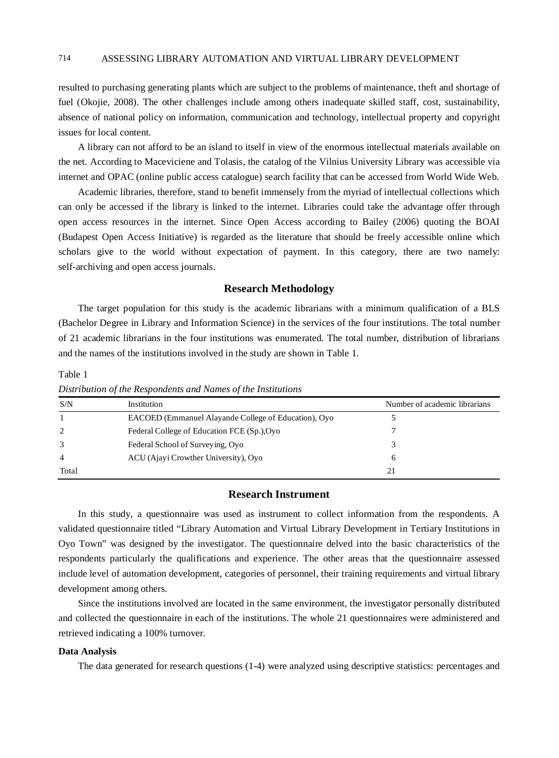resulted to purchasing generating plants which are subject to the problems of maintenance, theft and shortage of fuel (Okojie, 2008). The other challenges include among others inadequate skilled staff, cost, sustainability, absence of national policy on information, communication and technology, intellectual property and copyright issues for local content.

A library can not afford to be an island to itself in view of the enormous intellectual materials available on the net. According to Maceviciene and Tolasis, the catalog of the Vilnius University Library was accessible via internet and OPAC (online public access catalogue) search facility that can be accessed from World Wide Web.

Academic libraries, therefore, stand to benefit immensely from the myriad of intellectual collections which can only be accessed if the library is linked to the internet. Libraries could take the advantage offer through open access resources in the internet. Since Open Access according to Bailey (2006) quoting the BOAI (Budapest Open Access Initiative) is regarded as the literature that should be freely accessible online which scholars give to the world without expectation of payment. In this category, there are two namely: self-archiving and open access journals.

## Research Methodology

The target population for this study is the academic librarians with a minimum qualification of a BLS (Bachelor Degree in Library and Information Science) in the services of the four institutions. The total number of 21 academic librarians in the four institutions was enumerated. The total number, distribution of librarians and the names of the institutions involved in the study are shown in Table 1.

Table 1

*Distribution of the Respondents and Names of the Institutions*

| S/N | Institution | Number of academic librarians |
|---|---|---|
| 1 | EACOED (Emmanuel Alayande College of Education), Oyo | 5 |
| 2 | Federal College of Education FCE (Sp.),Oyo | 7 |
| 3 | Federal School of Surveying, Oyo | 3 |
| 4 | ACU (Ajayi Crowther University), Oyo | 6 |
| Total | | 21 |

## Research Instrument

In this study, a questionnaire was used as instrument to collect information from the respondents. A validated questionnaire titled "Library Automation and Virtual Library Development in Tertiary Institutions in Oyo Town" was designed by the investigator. The questionnaire delved into the basic characteristics of the respondents particularly the qualifications and experience. The other areas that the questionnaire assessed include level of automation development, categories of personnel, their training requirements and virtual library development among others.

Since the institutions involved are located in the same environment, the investigator personally distributed and collected the questionnaire in each of the institutions. The whole 21 questionnaires were administered and retrieved indicating a 100% turnover.

### Data Analysis

The data generated for research questions (1-4) were analyzed using descriptive statistics: percentages and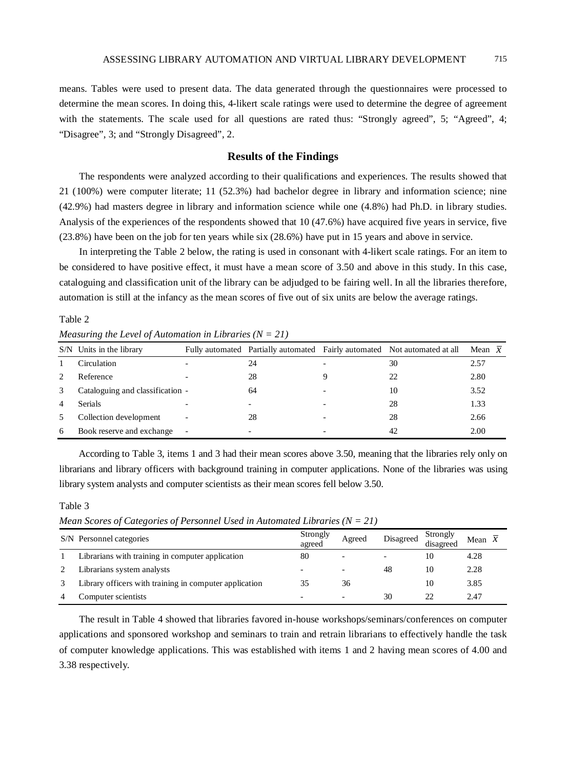means. Tables were used to present data. The data generated through the questionnaires were processed to determine the mean scores. In doing this, 4-likert scale ratings were used to determine the degree of agreement with the statements. The scale used for all questions are rated thus: "Strongly agreed", 5; "Agreed", 4; "Disagree", 3; and "Strongly Disagreed", 2.

## Results of the Findings

The respondents were analyzed according to their qualifications and experiences. The results showed that 21 (100%) were computer literate; 11 (52.3%) had bachelor degree in library and information science; nine (42.9%) had masters degree in library and information science while one (4.8%) had Ph.D. in library studies. Analysis of the experiences of the respondents showed that 10 (47.6%) have acquired five years in service, five (23.8%) have been on the job for ten years while six (28.6%) have put in 15 years and above in service.

In interpreting the Table 2 below, the rating is used in consonant with 4-likert scale ratings. For an item to be considered to have positive effect, it must have a mean score of 3.50 and above in this study. In this case, cataloguing and classification unit of the library can be adjudged to be fairing well. In all the libraries therefore, automation is still at the infancy as the mean scores of five out of six units are below the average ratings.

Table 2

*Measuring the Level of Automation in Libraries (N = 21)*

| S/N | Units in the library | Fully automated | Partially automated | Fairly automated | Not automated at all | Mean $\overline{X}$ |
|---|---|---|---|---|---|---|
| 1 | Circulation | - | 24 | - | 30 | 2.57 |
| 2 | Reference | - | 28 | 9 | 22 | 2.80 |
| 3 | Cataloguing and classification | - | 64 | - | 10 | 3.52 |
| 4 | Serials | - | - | - | 28 | 1.33 |
| 5 | Collection development | - | 28 | - | 28 | 2.66 |
| 6 | Book reserve and exchange | - | - | - | 42 | 2.00 |

According to Table 3, items 1 and 3 had their mean scores above 3.50, meaning that the libraries rely only on librarians and library officers with background training in computer applications. None of the libraries was using library system analysts and computer scientists as their mean scores fell below 3.50.

Table 3

*Mean Scores of Categories of Personnel Used in Automated Libraries (N = 21)*

| S/N | Personnel categories | Strongly agreed | Agreed | Disagreed | Strongly disagreed | Mean $\overline{X}$ |
|---|---|---|---|---|---|---|
| 1 | Librarians with training in computer application | 80 | - | - | 10 | 4.28 |
| 2 | Librarians system analysts | - | - | 48 | 10 | 2.28 |
| 3 | Library officers with training in computer application | 35 | 36 | | 10 | 3.85 |
| 4 | Computer scientists | - | - | 30 | 22 | 2.47 |

The result in Table 4 showed that libraries favored in-house workshops/seminars/conferences on computer applications and sponsored workshop and seminars to train and retrain librarians to effectively handle the task of computer knowledge applications. This was established with items 1 and 2 having mean scores of 4.00 and 3.38 respectively.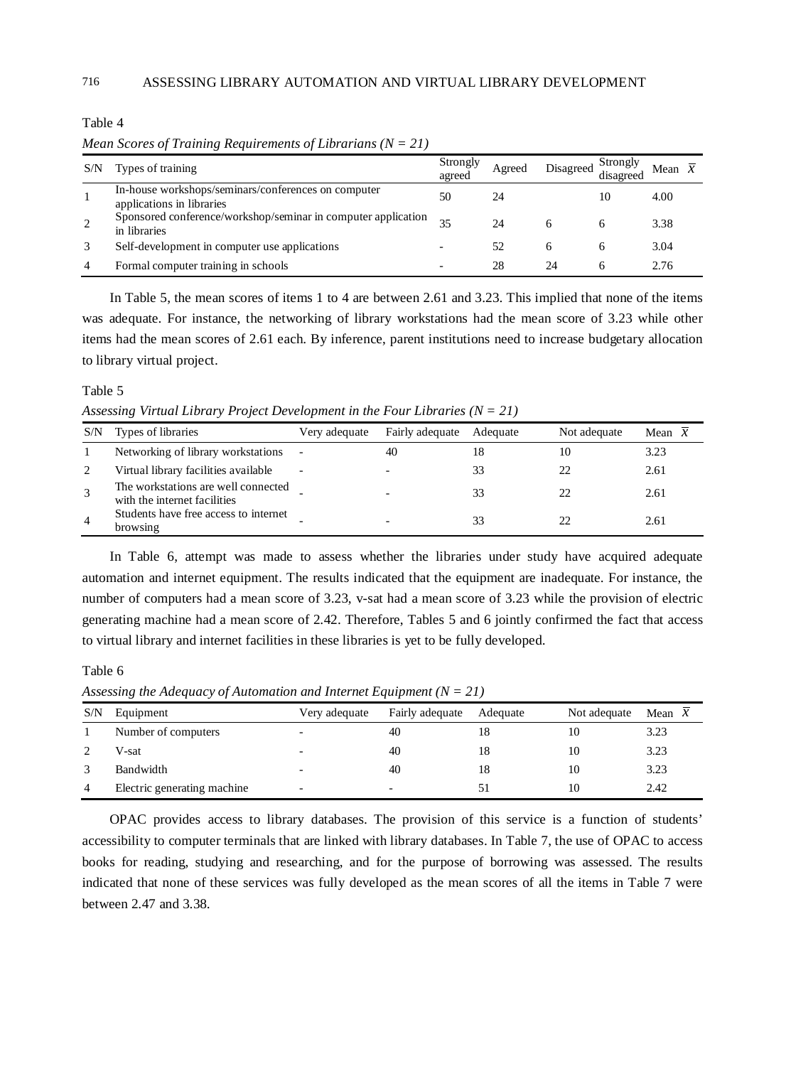Table 4

*Mean Scores of Training Requirements of Librarians (N = 21)*

| S/N | Types of training | Strongly agreed | Agreed | Disagreed | Strongly disagreed | Mean $\bar{X}$ |
|---|---|---|---|---|---|---|
| 1 | In-house workshops/seminars/conferences on computer applications in libraries | 50 | 24 | | 10 | 4.00 |
| 2 | Sponsored conference/workshop/seminar in computer application in libraries | 35 | 24 | 6 | 6 | 3.38 |
| 3 | Self-development in computer use applications | - | 52 | 6 | 6 | 3.04 |
| 4 | Formal computer training in schools | - | 28 | 24 | 6 | 2.76 |

In Table 5, the mean scores of items 1 to 4 are between 2.61 and 3.23. This implied that none of the items was adequate. For instance, the networking of library workstations had the mean score of 3.23 while other items had the mean scores of 2.61 each. By inference, parent institutions need to increase budgetary allocation to library virtual project.

Table 5

*Assessing Virtual Library Project Development in the Four Libraries (N = 21)*

| S/N | Types of libraries | Very adequate | Fairly adequate | Adequate | Not adequate | Mean $\bar{X}$ |
|---|---|---|---|---|---|---|
| 1 | Networking of library workstations | - | 40 | 18 | 10 | 3.23 |
| 2 | Virtual library facilities available | - | - | 33 | 22 | 2.61 |
| 3 | The workstations are well connected with the internet facilities | - | - | 33 | 22 | 2.61 |
| 4 | Students have free access to internet browsing | - | - | 33 | 22 | 2.61 |

In Table 6, attempt was made to assess whether the libraries under study have acquired adequate automation and internet equipment. The results indicated that the equipment are inadequate. For instance, the number of computers had a mean score of 3.23, v-sat had a mean score of 3.23 while the provision of electric generating machine had a mean score of 2.42. Therefore, Tables 5 and 6 jointly confirmed the fact that access to virtual library and internet facilities in these libraries is yet to be fully developed.

Table 6

*Assessing the Adequacy of Automation and Internet Equipment (N = 21)*

| S/N | Equipment | Very adequate | Fairly adequate | Adequate | Not adequate | Mean $\bar{X}$ |
|---|---|---|---|---|---|---|
| 1 | Number of computers | - | 40 | 18 | 10 | 3.23 |
| 2 | V-sat | - | 40 | 18 | 10 | 3.23 |
| 3 | Bandwidth | - | 40 | 18 | 10 | 3.23 |
| 4 | Electric generating machine | - | - | 51 | 10 | 2.42 |

OPAC provides access to library databases. The provision of this service is a function of students' accessibility to computer terminals that are linked with library databases. In Table 7, the use of OPAC to access books for reading, studying and researching, and for the purpose of borrowing was assessed. The results indicated that none of these services was fully developed as the mean scores of all the items in Table 7 were between 2.47 and 3.38.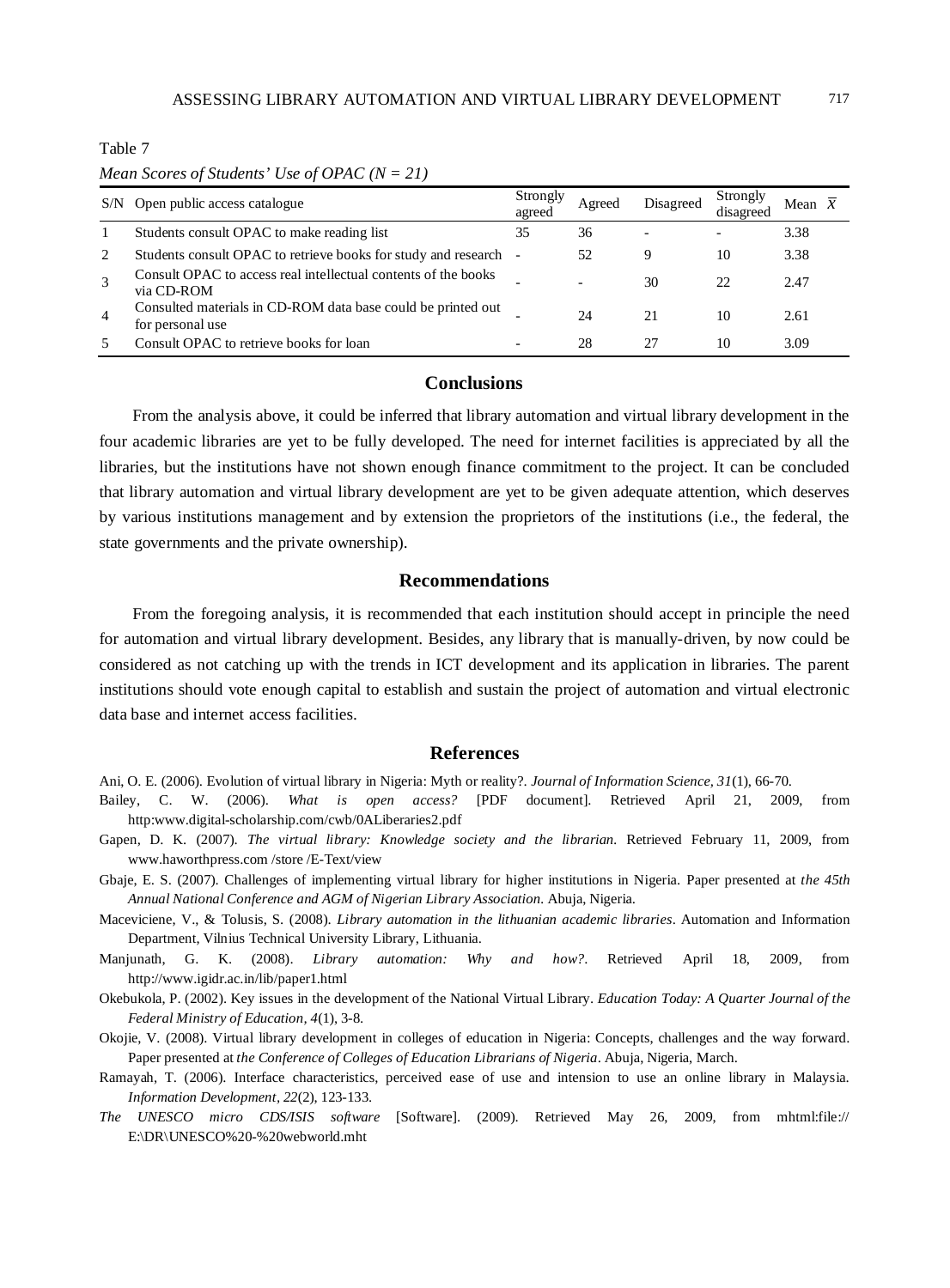Table 7

*Mean Scores of Students' Use of OPAC (N = 21)*

| S/N | Open public access catalogue | Strongly agreed | Agreed | Disagreed | Strongly disagreed | Mean $\overline{X}$ |
|---|---|---|---|---|---|---|
| 1 | Students consult OPAC to make reading list | 35 | 36 | - | - | 3.38 |
| 2 | Students consult OPAC to retrieve books for study and research | - | 52 | 9 | 10 | 3.38 |
| 3 | Consult OPAC to access real intellectual contents of the books via CD-ROM | - | - | 30 | 22 | 2.47 |
| 4 | Consulted materials in CD-ROM data base could be printed out for personal use | - | 24 | 21 | 10 | 2.61 |
| 5 | Consult OPAC to retrieve books for loan | - | 28 | 27 | 10 | 3.09 |

## Conclusions

From the analysis above, it could be inferred that library automation and virtual library development in the four academic libraries are yet to be fully developed. The need for internet facilities is appreciated by all the libraries, but the institutions have not shown enough finance commitment to the project. It can be concluded that library automation and virtual library development are yet to be given adequate attention, which deserves by various institutions management and by extension the proprietors of the institutions (i.e., the federal, the state governments and the private ownership).

## Recommendations

From the foregoing analysis, it is recommended that each institution should accept in principle the need for automation and virtual library development. Besides, any library that is manually-driven, by now could be considered as not catching up with the trends in ICT development and its application in libraries. The parent institutions should vote enough capital to establish and sustain the project of automation and virtual electronic data base and internet access facilities.

## References

Ani, O. E. (2006). Evolution of virtual library in Nigeria: Myth or reality?. *Journal of Information Science, 31*(1), 66-70.

Bailey, C. W. (2006). *What is open access?* [PDF document]. Retrieved April 21, 2009, from http:www.digital-scholarship.com/cwb/0ALiberaries2.pdf

Gapen, D. K. (2007). *The virtual library: Knowledge society and the librarian*. Retrieved February 11, 2009, from www.haworthpress.com /store /E-Text/view

Gbaje, E. S. (2007). Challenges of implementing virtual library for higher institutions in Nigeria. Paper presented at *the 45th Annual National Conference and AGM of Nigerian Library Association*. Abuja, Nigeria.

Maceviciene, V., & Tolusis, S. (2008). *Library automation in the lithuanian academic libraries*. Automation and Information Department, Vilnius Technical University Library, Lithuania.

Manjunath, G. K. (2008). *Library automation: Why and how?*. Retrieved April 18, 2009, from http://www.igidr.ac.in/lib/paper1.html

Okebukola, P. (2002). Key issues in the development of the National Virtual Library. *Education Today: A Quarter Journal of the Federal Ministry of Education, 4*(1), 3-8.

Okojie, V. (2008). Virtual library development in colleges of education in Nigeria: Concepts, challenges and the way forward. Paper presented at *the Conference of Colleges of Education Librarians of Nigeria*. Abuja, Nigeria, March.

Ramayah, T. (2006). Interface characteristics, perceived ease of use and intension to use an online library in Malaysia. *Information Development, 22*(2), 123-133.

*The UNESCO micro CDS/ISIS software* [Software]. (2009). Retrieved May 26, 2009, from mhtml:file:// E:\DR\UNESCO%20-%20webworld.mht